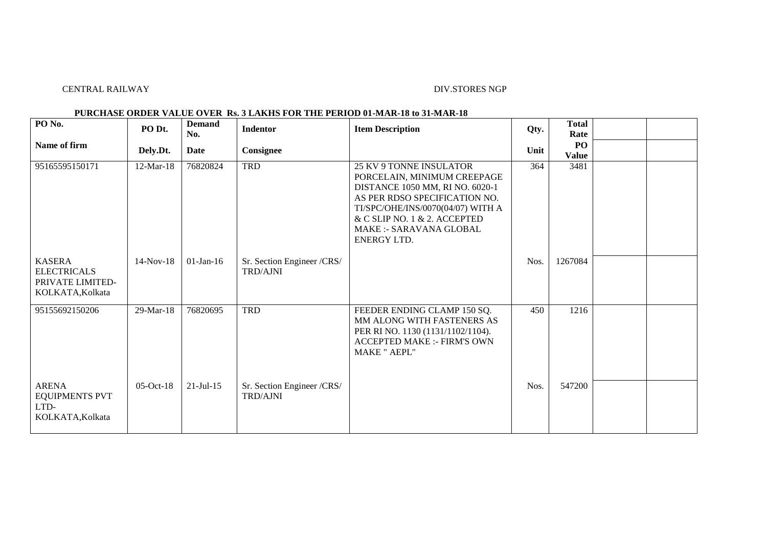CENTRAL RAILWAY　　　　　　　　　　　　　　　　　　　　　　　　　　　　　　　　　　　　　DIV.STORES NGP

**PURCHASE ORDER VALUE OVER Rs. 3 LAKHS FOR THE PERIOD 01-MAR-18 to 31-MAR-18**

| PO No.<br>Name of firm | PO Dt.<br>Dely.Dt. | Demand No.<br>Date | Indentor<br>Consignee | Item Description | Qty.<br>Unit | Total Rate<br>PO Value | | |
|---|---|---|---|---|---|---|---|---|
| 95165595150171 | 12-Mar-18 | 76820824 | TRD | 25 KV 9 TONNE INSULATOR PORCELAIN, MINIMUM CREEPAGE DISTANCE 1050 MM, RI NO. 6020-1 AS PER RDSO SPECIFICATION NO. TI/SPC/OHE/INS/0070(04/07) WITH A & C SLIP NO. 1 & 2. ACCEPTED MAKE :- SARAVANA GLOBAL ENERGY LTD. | 364 | 3481 | | |
| KASERA ELECTRICALS PRIVATE LIMITED-KOLKATA,Kolkata | 14-Nov-18 | 01-Jan-16 | Sr. Section Engineer /CRS/ TRD/AJNI | | Nos. | 1267084 | | |
| 95155692150206 | 29-Mar-18 | 76820695 | TRD | FEEDER ENDING CLAMP 150 SQ. MM ALONG WITH FASTENERS AS PER RI NO. 1130 (1131/1102/1104). ACCEPTED MAKE :- FIRM'S OWN MAKE " AEPL" | 450 | 1216 | | |
| ARENA EQUIPMENTS PVT LTD-KOLKATA,Kolkata | 05-Oct-18 | 21-Jul-15 | Sr. Section Engineer /CRS/ TRD/AJNI | | Nos. | 547200 | | |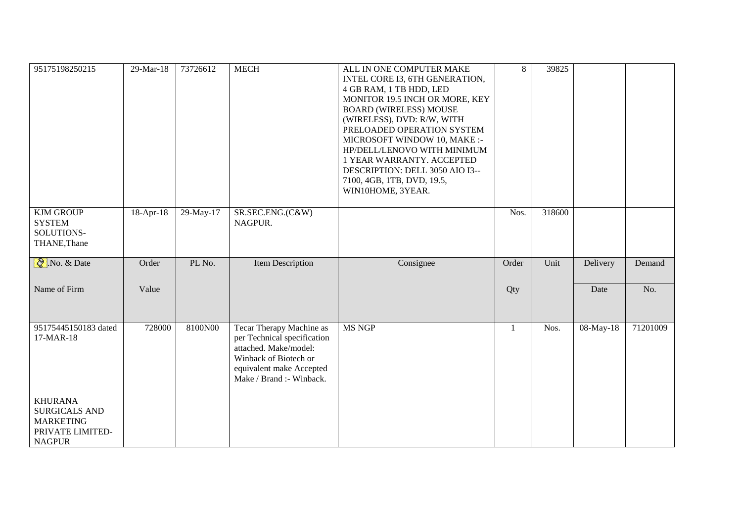| 95175198250215 | 29-Mar-18 | 73726612 | MECH | ALL IN ONE COMPUTER MAKE INTEL CORE I3, 6TH GENERATION, 4 GB RAM, 1 TB HDD, LED MONITOR 19.5 INCH OR MORE, KEY BOARD (WIRELESS) MOUSE (WIRELESS), DVD: R/W, WITH PRELOADED OPERATION SYSTEM MICROSOFT WINDOW 10, MAKE :- HP/DELL/LENOVO WITH MINIMUM 1 YEAR WARRANTY. ACCEPTED DESCRIPTION: DELL 3050 AIO I3--7100, 4GB, 1TB, DVD, 19.5, WIN10HOME, 3YEAR. | 8 | 39825 | | |
|---|---|---|---|---|---|---|---|---|
| KJM GROUP SYSTEM SOLUTIONS-THANE,Thane | 18-Apr-18 | 29-May-17 | SR.SEC.ENG.(C&W) NAGPUR. | | Nos. | 318600 | | |

| .No. & Date<br>Name of Firm | Order<br>Value | PL No. | Item Description | Consignee | Order<br>Qty | Unit | Delivery<br>Date | Demand<br>No. |
|---|---|---|---|---|---|---|---|---|
| 95175445150183 dated 17-MAR-18<br><br>KHURANA SURGICALS AND MARKETING PRIVATE LIMITED-NAGPUR | 728000 | 8100N00 | Tecar Therapy Machine as per Technical specification attached. Make/model: Winback of Biotech or equivalent make Accepted Make / Brand :- Winback. | MS NGP | 1 | Nos. | 08-May-18 | 71201009 |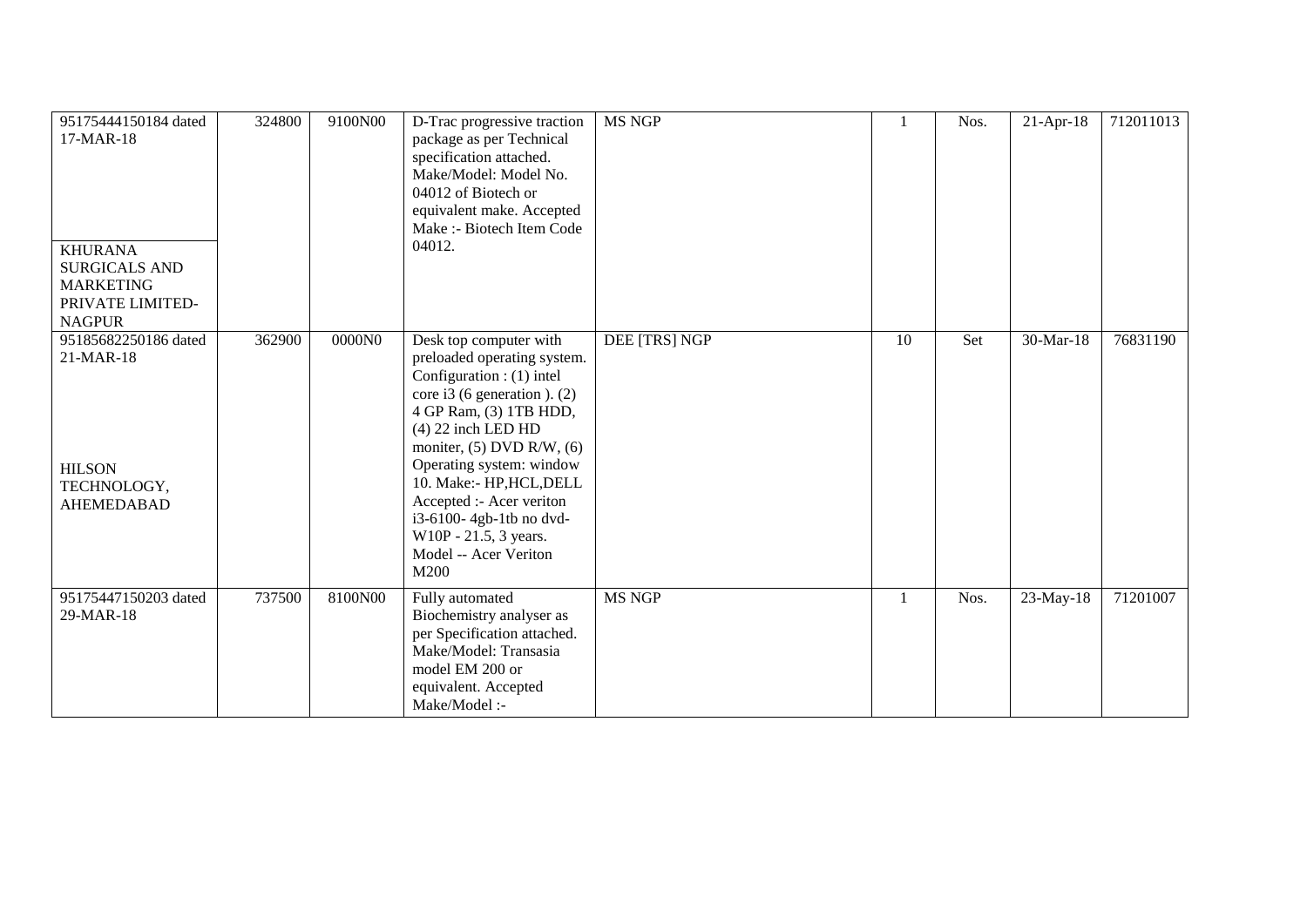| | | | | | | | | |
|---|---|---|---|---|---|---|---|---|
| 95175444150184 dated 17-MAR-18<br><br>KHURANA SURGICALS AND MARKETING PRIVATE LIMITED-NAGPUR | 324800 | 9100N00 | D-Trac progressive traction package as per Technical specification attached. Make/Model: Model No. 04012 of Biotech or equivalent make. Accepted Make :- Biotech Item Code 04012. | MS NGP | 1 | Nos. | 21-Apr-18 | 712011013 |
| 95185682250186 dated 21-MAR-18<br><br>HILSON TECHNOLOGY, AHEMEDABAD | 362900 | 0000N0 | Desk top computer with preloaded operating system. Configuration : (1) intel core i3 (6 generation ). (2) 4 GP Ram, (3) 1TB HDD, (4) 22 inch LED HD moniter, (5) DVD R/W, (6) Operating system: window 10. Make:- HP,HCL,DELL Accepted :- Acer veriton i3-6100- 4gb-1tb no dvd-W10P - 21.5, 3 years. Model -- Acer Veriton M200 | DEE [TRS] NGP | 10 | Set | 30-Mar-18 | 76831190 |
| 95175447150203 dated 29-MAR-18 | 737500 | 8100N00 | Fully automated Biochemistry analyser as per Specification attached. Make/Model: Transasia model EM 200 or equivalent. Accepted Make/Model :- | MS NGP | 1 | Nos. | 23-May-18 | 71201007 |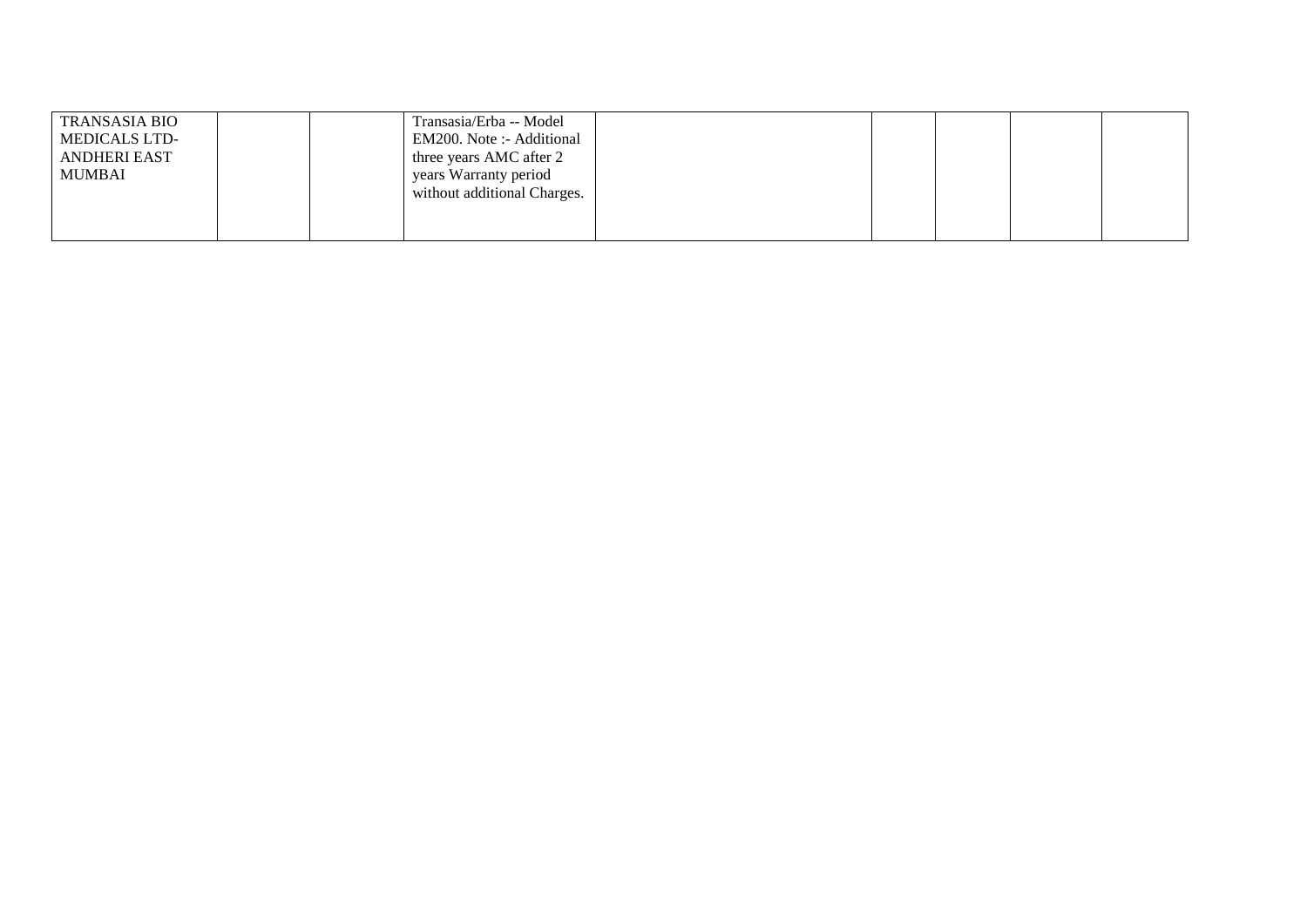| | | | | | | | | |
|---|---|---|---|---|---|---|---|---|
| TRANSASIA BIO MEDICALS LTD- ANDHERI EAST MUMBAI | | | Transasia/Erba -- Model EM200. Note :- Additional three years AMC after 2 years Warranty period without additional Charges. | | | | | |